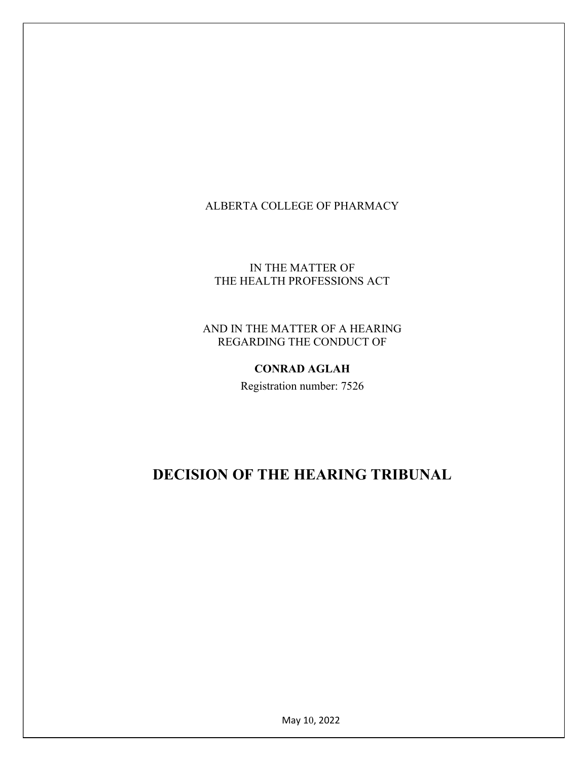ALBERTA COLLEGE OF PHARMACY

IN THE MATTER OF  
THE HEALTH PROFESSIONS ACT

AND IN THE MATTER OF A HEARING  
REGARDING THE CONDUCT OF

**CONRAD AGLAH**

Registration number: 7526

# DECISION OF THE HEARING TRIBUNAL

May 10, 2022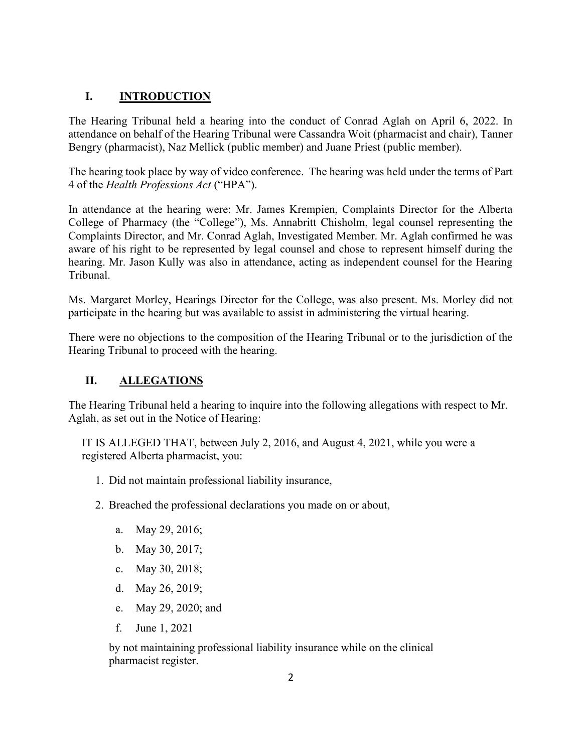## I. INTRODUCTION

The Hearing Tribunal held a hearing into the conduct of Conrad Aglah on April 6, 2022. In attendance on behalf of the Hearing Tribunal were Cassandra Woit (pharmacist and chair), Tanner Bengry (pharmacist), Naz Mellick (public member) and Juane Priest (public member).

The hearing took place by way of video conference. The hearing was held under the terms of Part 4 of the *Health Professions Act* ("HPA").

In attendance at the hearing were: Mr. James Krempien, Complaints Director for the Alberta College of Pharmacy (the "College"), Ms. Annabritt Chisholm, legal counsel representing the Complaints Director, and Mr. Conrad Aglah, Investigated Member. Mr. Aglah confirmed he was aware of his right to be represented by legal counsel and chose to represent himself during the hearing. Mr. Jason Kully was also in attendance, acting as independent counsel for the Hearing Tribunal.

Ms. Margaret Morley, Hearings Director for the College, was also present. Ms. Morley did not participate in the hearing but was available to assist in administering the virtual hearing.

There were no objections to the composition of the Hearing Tribunal or to the jurisdiction of the Hearing Tribunal to proceed with the hearing.

## II. ALLEGATIONS

The Hearing Tribunal held a hearing to inquire into the following allegations with respect to Mr. Aglah, as set out in the Notice of Hearing:

IT IS ALLEGED THAT, between July 2, 2016, and August 4, 2021, while you were a registered Alberta pharmacist, you:

1. Did not maintain professional liability insurance,
2. Breached the professional declarations you made on or about,
    a. May 29, 2016;
    b. May 30, 2017;
    c. May 30, 2018;
    d. May 26, 2019;
    e. May 29, 2020; and
    f. June 1, 2021

    by not maintaining professional liability insurance while on the clinical pharmacist register.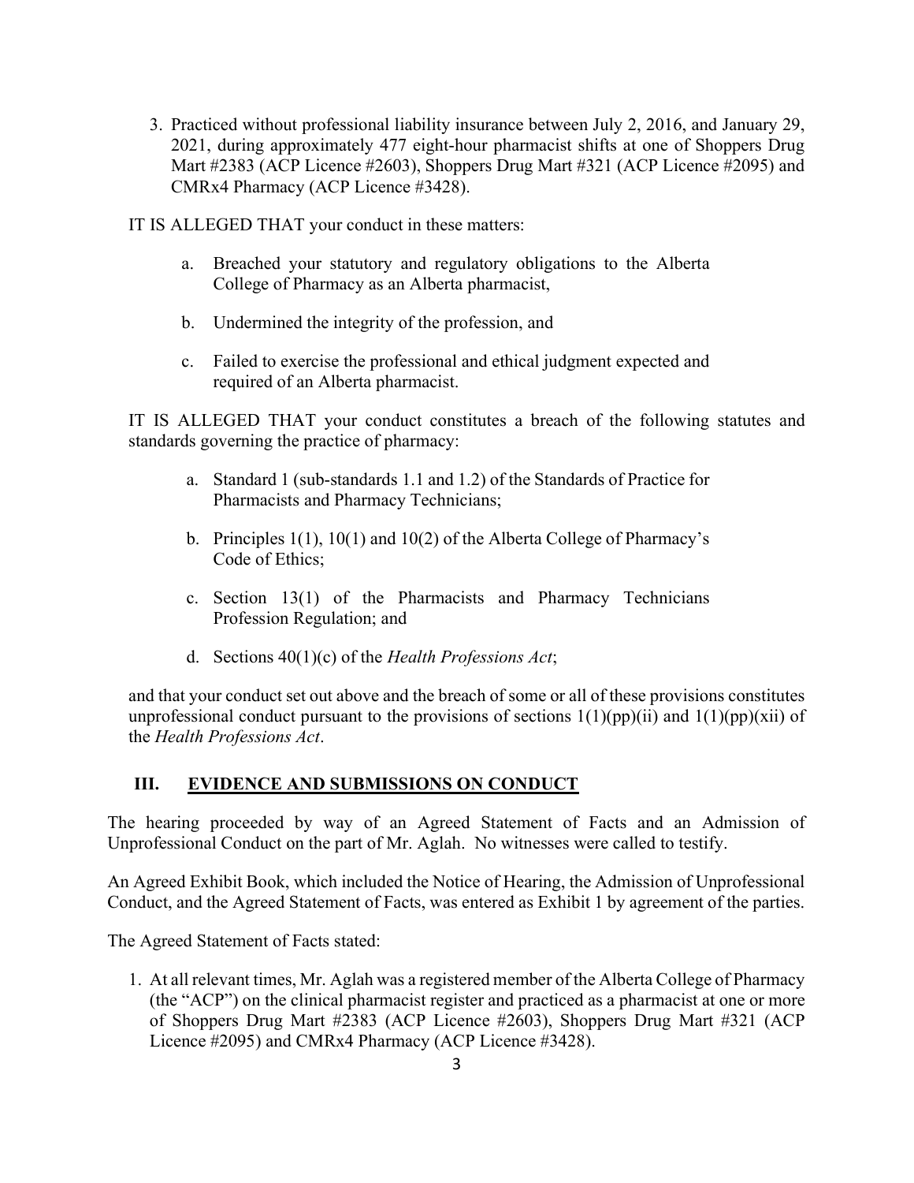3. Practiced without professional liability insurance between July 2, 2016, and January 29, 2021, during approximately 477 eight-hour pharmacist shifts at one of Shoppers Drug Mart #2383 (ACP Licence #2603), Shoppers Drug Mart #321 (ACP Licence #2095) and CMRx4 Pharmacy (ACP Licence #3428).

IT IS ALLEGED THAT your conduct in these matters:

a. Breached your statutory and regulatory obligations to the Alberta College of Pharmacy as an Alberta pharmacist,

b. Undermined the integrity of the profession, and

c. Failed to exercise the professional and ethical judgment expected and required of an Alberta pharmacist.

IT IS ALLEGED THAT your conduct constitutes a breach of the following statutes and standards governing the practice of pharmacy:

a. Standard 1 (sub-standards 1.1 and 1.2) of the Standards of Practice for Pharmacists and Pharmacy Technicians;

b. Principles 1(1), 10(1) and 10(2) of the Alberta College of Pharmacy's Code of Ethics;

c. Section 13(1) of the Pharmacists and Pharmacy Technicians Profession Regulation; and

d. Sections 40(1)(c) of the *Health Professions Act*;

and that your conduct set out above and the breach of some or all of these provisions constitutes unprofessional conduct pursuant to the provisions of sections 1(1)(pp)(ii) and 1(1)(pp)(xii) of the *Health Professions Act*.

## III. EVIDENCE AND SUBMISSIONS ON CONDUCT

The hearing proceeded by way of an Agreed Statement of Facts and an Admission of Unprofessional Conduct on the part of Mr. Aglah. No witnesses were called to testify.

An Agreed Exhibit Book, which included the Notice of Hearing, the Admission of Unprofessional Conduct, and the Agreed Statement of Facts, was entered as Exhibit 1 by agreement of the parties.

The Agreed Statement of Facts stated:

1. At all relevant times, Mr. Aglah was a registered member of the Alberta College of Pharmacy (the "ACP") on the clinical pharmacist register and practiced as a pharmacist at one or more of Shoppers Drug Mart #2383 (ACP Licence #2603), Shoppers Drug Mart #321 (ACP Licence #2095) and CMRx4 Pharmacy (ACP Licence #3428).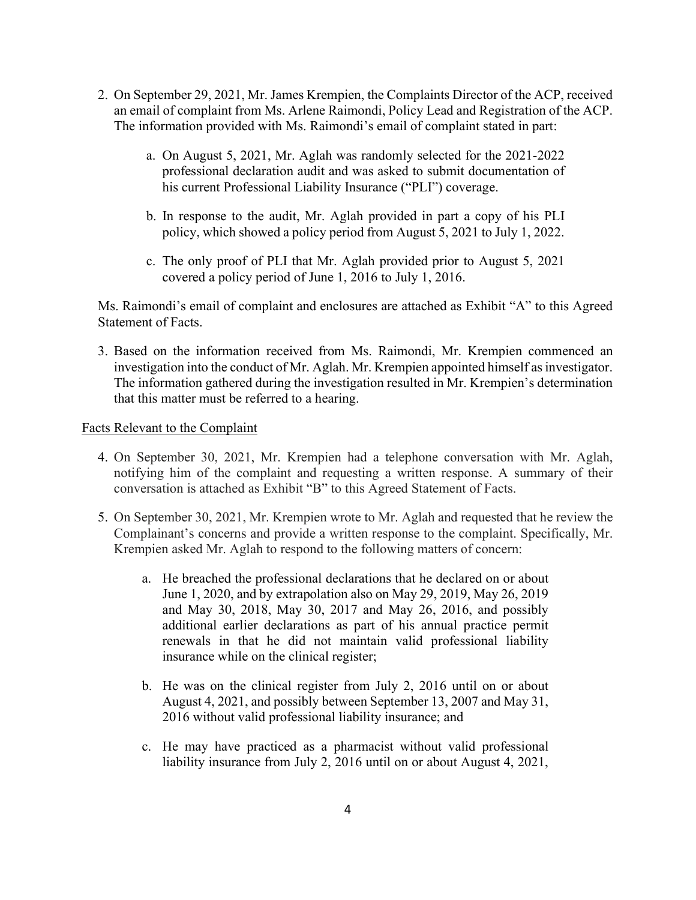2. On September 29, 2021, Mr. James Krempien, the Complaints Director of the ACP, received an email of complaint from Ms. Arlene Raimondi, Policy Lead and Registration of the ACP. The information provided with Ms. Raimondi's email of complaint stated in part:

   a. On August 5, 2021, Mr. Aglah was randomly selected for the 2021-2022 professional declaration audit and was asked to submit documentation of his current Professional Liability Insurance ("PLI") coverage.

   b. In response to the audit, Mr. Aglah provided in part a copy of his PLI policy, which showed a policy period from August 5, 2021 to July 1, 2022.

   c. The only proof of PLI that Mr. Aglah provided prior to August 5, 2021 covered a policy period of June 1, 2016 to July 1, 2016.

   Ms. Raimondi's email of complaint and enclosures are attached as Exhibit "A" to this Agreed Statement of Facts.

3. Based on the information received from Ms. Raimondi, Mr. Krempien commenced an investigation into the conduct of Mr. Aglah. Mr. Krempien appointed himself as investigator. The information gathered during the investigation resulted in Mr. Krempien's determination that this matter must be referred to a hearing.

<u>Facts Relevant to the Complaint</u>

4. On September 30, 2021, Mr. Krempien had a telephone conversation with Mr. Aglah, notifying him of the complaint and requesting a written response. A summary of their conversation is attached as Exhibit "B" to this Agreed Statement of Facts.

5. On September 30, 2021, Mr. Krempien wrote to Mr. Aglah and requested that he review the Complainant's concerns and provide a written response to the complaint. Specifically, Mr. Krempien asked Mr. Aglah to respond to the following matters of concern:

   a. He breached the professional declarations that he declared on or about June 1, 2020, and by extrapolation also on May 29, 2019, May 26, 2019 and May 30, 2018, May 30, 2017 and May 26, 2016, and possibly additional earlier declarations as part of his annual practice permit renewals in that he did not maintain valid professional liability insurance while on the clinical register;

   b. He was on the clinical register from July 2, 2016 until on or about August 4, 2021, and possibly between September 13, 2007 and May 31, 2016 without valid professional liability insurance; and

   c. He may have practiced as a pharmacist without valid professional liability insurance from July 2, 2016 until on or about August 4, 2021,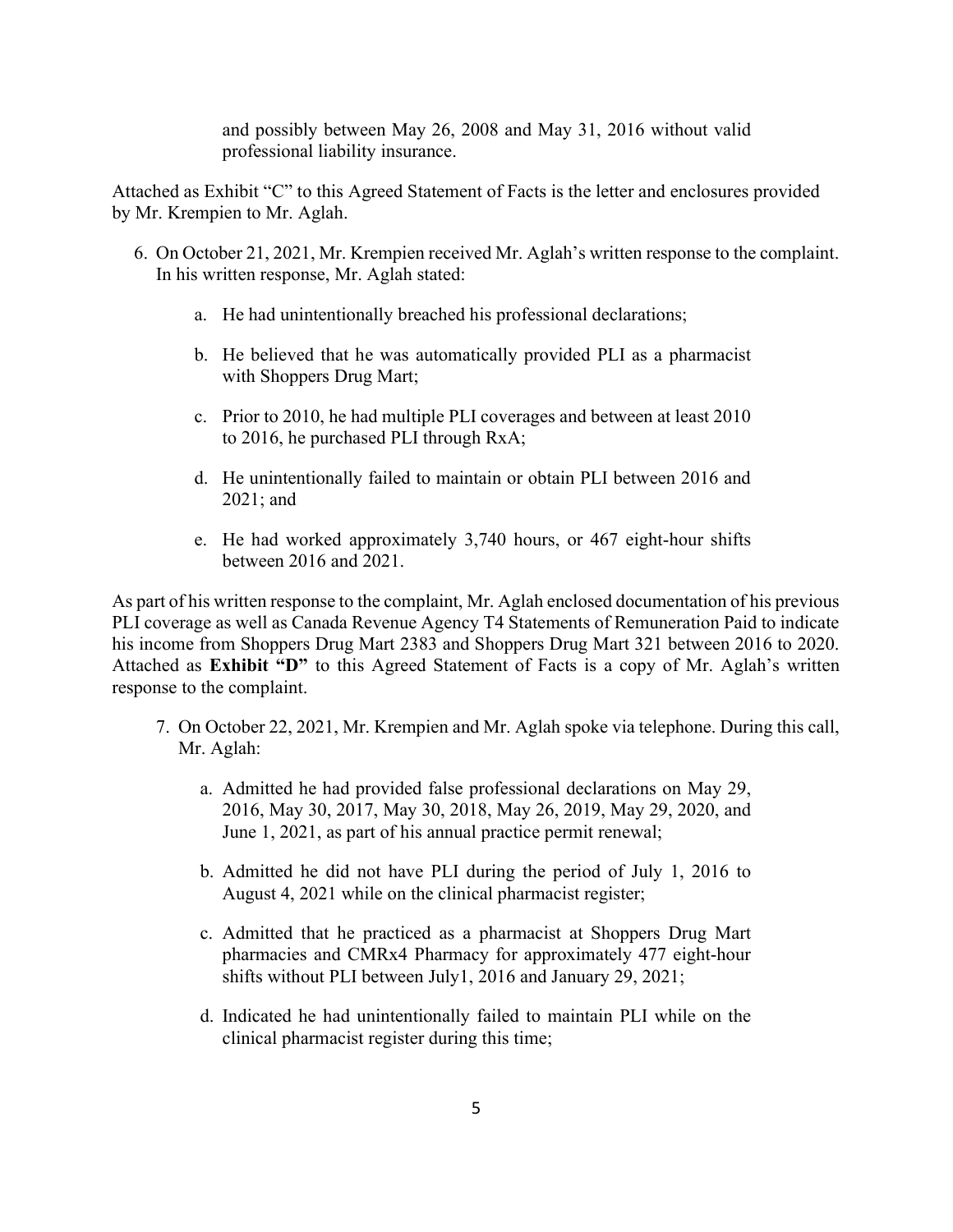and possibly between May 26, 2008 and May 31, 2016 without valid professional liability insurance.

Attached as Exhibit "C" to this Agreed Statement of Facts is the letter and enclosures provided by Mr. Krempien to Mr. Aglah.

6. On October 21, 2021, Mr. Krempien received Mr. Aglah's written response to the complaint. In his written response, Mr. Aglah stated:

   a. He had unintentionally breached his professional declarations;

   b. He believed that he was automatically provided PLI as a pharmacist with Shoppers Drug Mart;

   c. Prior to 2010, he had multiple PLI coverages and between at least 2010 to 2016, he purchased PLI through RxA;

   d. He unintentionally failed to maintain or obtain PLI between 2016 and 2021; and

   e. He had worked approximately 3,740 hours, or 467 eight-hour shifts between 2016 and 2021.

As part of his written response to the complaint, Mr. Aglah enclosed documentation of his previous PLI coverage as well as Canada Revenue Agency T4 Statements of Remuneration Paid to indicate his income from Shoppers Drug Mart 2383 and Shoppers Drug Mart 321 between 2016 to 2020. Attached as **Exhibit "D"** to this Agreed Statement of Facts is a copy of Mr. Aglah's written response to the complaint.

7. On October 22, 2021, Mr. Krempien and Mr. Aglah spoke via telephone. During this call, Mr. Aglah:

   a. Admitted he had provided false professional declarations on May 29, 2016, May 30, 2017, May 30, 2018, May 26, 2019, May 29, 2020, and June 1, 2021, as part of his annual practice permit renewal;

   b. Admitted he did not have PLI during the period of July 1, 2016 to August 4, 2021 while on the clinical pharmacist register;

   c. Admitted that he practiced as a pharmacist at Shoppers Drug Mart pharmacies and CMRx4 Pharmacy for approximately 477 eight-hour shifts without PLI between July1, 2016 and January 29, 2021;

   d. Indicated he had unintentionally failed to maintain PLI while on the clinical pharmacist register during this time;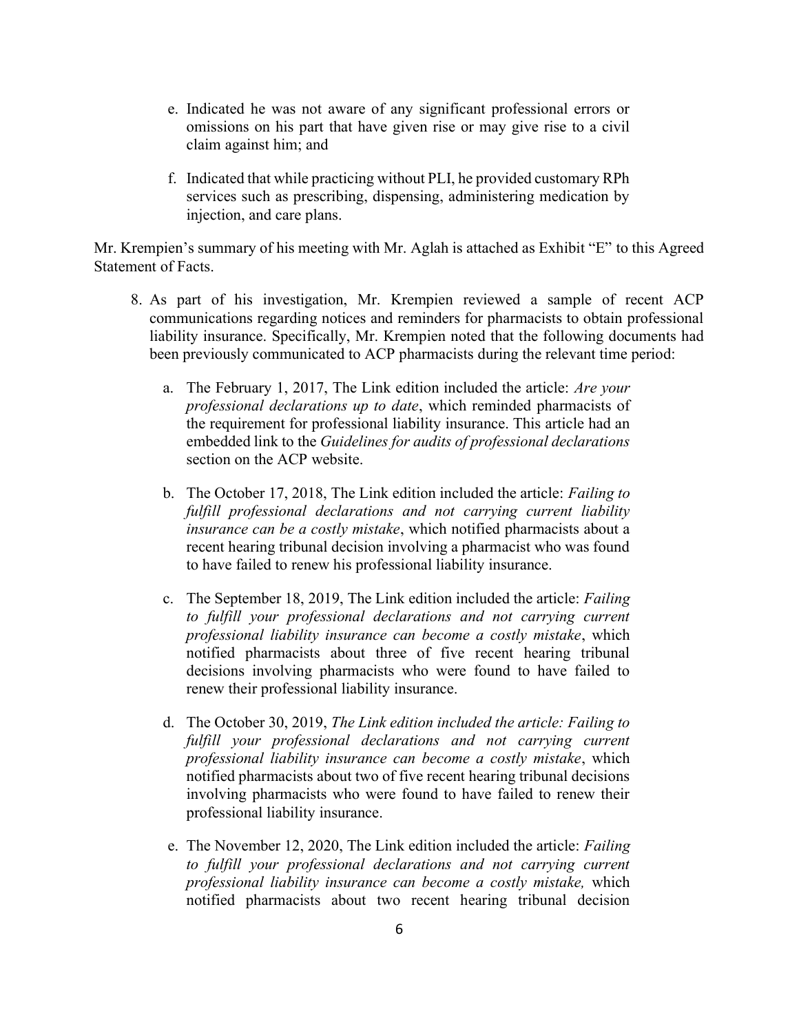e. Indicated he was not aware of any significant professional errors or omissions on his part that have given rise or may give rise to a civil claim against him; and

f. Indicated that while practicing without PLI, he provided customary RPh services such as prescribing, dispensing, administering medication by injection, and care plans.

Mr. Krempien's summary of his meeting with Mr. Aglah is attached as Exhibit "E" to this Agreed Statement of Facts.

8. As part of his investigation, Mr. Krempien reviewed a sample of recent ACP communications regarding notices and reminders for pharmacists to obtain professional liability insurance. Specifically, Mr. Krempien noted that the following documents had been previously communicated to ACP pharmacists during the relevant time period:

   a. The February 1, 2017, The Link edition included the article: *Are your professional declarations up to date*, which reminded pharmacists of the requirement for professional liability insurance. This article had an embedded link to the *Guidelines for audits of professional declarations* section on the ACP website.

   b. The October 17, 2018, The Link edition included the article: *Failing to fulfill professional declarations and not carrying current liability insurance can be a costly mistake*, which notified pharmacists about a recent hearing tribunal decision involving a pharmacist who was found to have failed to renew his professional liability insurance.

   c. The September 18, 2019, The Link edition included the article: *Failing to fulfill your professional declarations and not carrying current professional liability insurance can become a costly mistake*, which notified pharmacists about three of five recent hearing tribunal decisions involving pharmacists who were found to have failed to renew their professional liability insurance.

   d. The October 30, 2019, *The Link edition included the article: Failing to fulfill your professional declarations and not carrying current professional liability insurance can become a costly mistake*, which notified pharmacists about two of five recent hearing tribunal decisions involving pharmacists who were found to have failed to renew their professional liability insurance.

   e. The November 12, 2020, The Link edition included the article: *Failing to fulfill your professional declarations and not carrying current professional liability insurance can become a costly mistake,* which notified pharmacists about two recent hearing tribunal decision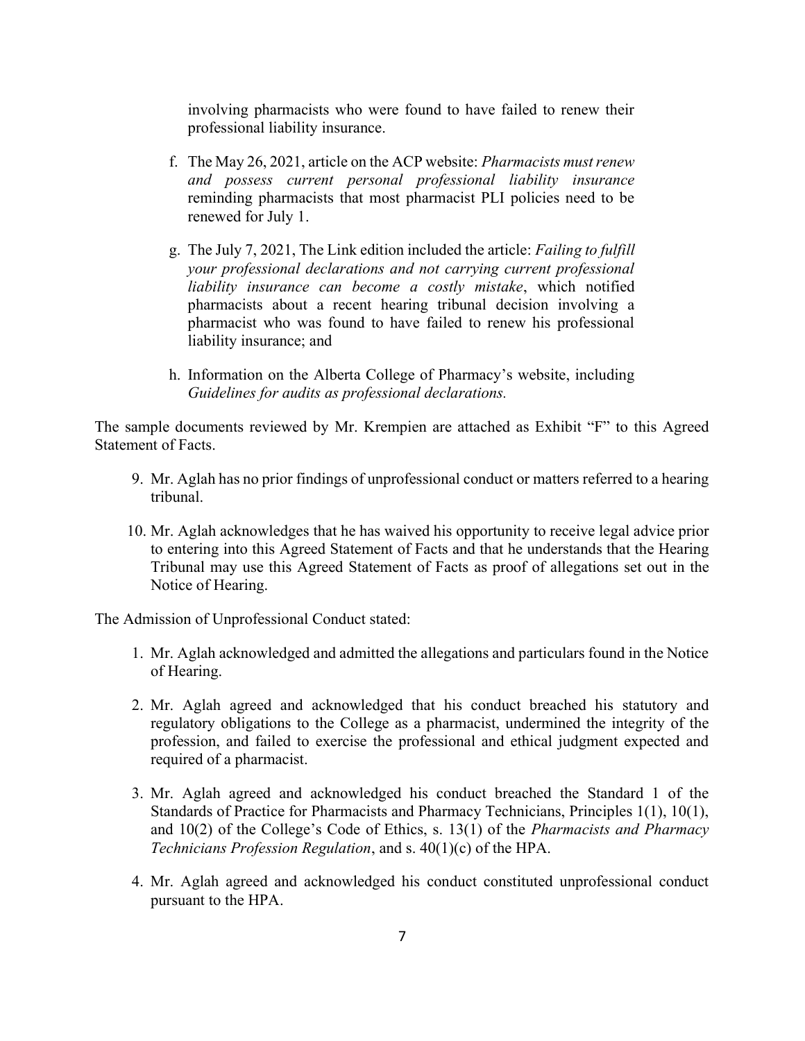involving pharmacists who were found to have failed to renew their professional liability insurance.

f. The May 26, 2021, article on the ACP website: *Pharmacists must renew and possess current personal professional liability insurance* reminding pharmacists that most pharmacist PLI policies need to be renewed for July 1.

g. The July 7, 2021, The Link edition included the article: *Failing to fulfill your professional declarations and not carrying current professional liability insurance can become a costly mistake*, which notified pharmacists about a recent hearing tribunal decision involving a pharmacist who was found to have failed to renew his professional liability insurance; and

h. Information on the Alberta College of Pharmacy's website, including *Guidelines for audits as professional declarations.*

The sample documents reviewed by Mr. Krempien are attached as Exhibit "F" to this Agreed Statement of Facts.

9. Mr. Aglah has no prior findings of unprofessional conduct or matters referred to a hearing tribunal.

10. Mr. Aglah acknowledges that he has waived his opportunity to receive legal advice prior to entering into this Agreed Statement of Facts and that he understands that the Hearing Tribunal may use this Agreed Statement of Facts as proof of allegations set out in the Notice of Hearing.

The Admission of Unprofessional Conduct stated:

1. Mr. Aglah acknowledged and admitted the allegations and particulars found in the Notice of Hearing.

2. Mr. Aglah agreed and acknowledged that his conduct breached his statutory and regulatory obligations to the College as a pharmacist, undermined the integrity of the profession, and failed to exercise the professional and ethical judgment expected and required of a pharmacist.

3. Mr. Aglah agreed and acknowledged his conduct breached the Standard 1 of the Standards of Practice for Pharmacists and Pharmacy Technicians, Principles 1(1), 10(1), and 10(2) of the College's Code of Ethics, s. 13(1) of the *Pharmacists and Pharmacy Technicians Profession Regulation*, and s. 40(1)(c) of the HPA.

4. Mr. Aglah agreed and acknowledged his conduct constituted unprofessional conduct pursuant to the HPA.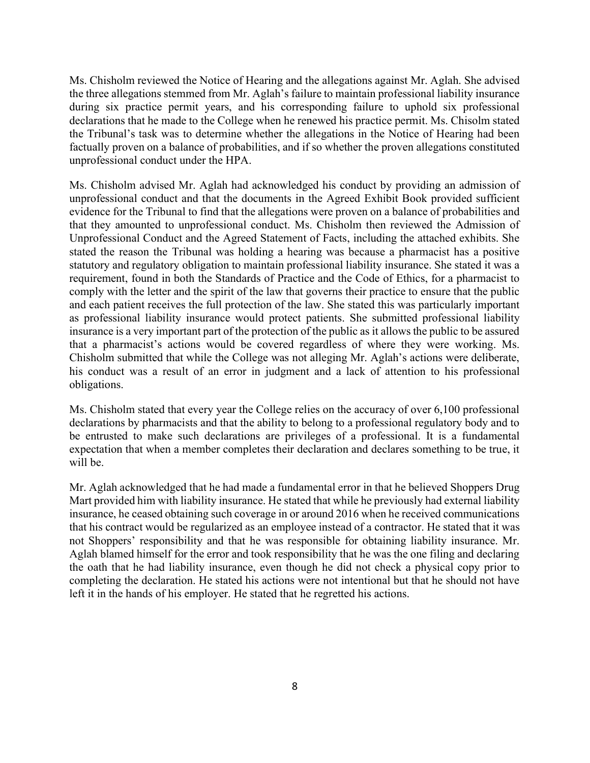Ms. Chisholm reviewed the Notice of Hearing and the allegations against Mr. Aglah. She advised the three allegations stemmed from Mr. Aglah's failure to maintain professional liability insurance during six practice permit years, and his corresponding failure to uphold six professional declarations that he made to the College when he renewed his practice permit. Ms. Chisolm stated the Tribunal's task was to determine whether the allegations in the Notice of Hearing had been factually proven on a balance of probabilities, and if so whether the proven allegations constituted unprofessional conduct under the HPA.

Ms. Chisholm advised Mr. Aglah had acknowledged his conduct by providing an admission of unprofessional conduct and that the documents in the Agreed Exhibit Book provided sufficient evidence for the Tribunal to find that the allegations were proven on a balance of probabilities and that they amounted to unprofessional conduct. Ms. Chisholm then reviewed the Admission of Unprofessional Conduct and the Agreed Statement of Facts, including the attached exhibits. She stated the reason the Tribunal was holding a hearing was because a pharmacist has a positive statutory and regulatory obligation to maintain professional liability insurance. She stated it was a requirement, found in both the Standards of Practice and the Code of Ethics, for a pharmacist to comply with the letter and the spirit of the law that governs their practice to ensure that the public and each patient receives the full protection of the law. She stated this was particularly important as professional liability insurance would protect patients. She submitted professional liability insurance is a very important part of the protection of the public as it allows the public to be assured that a pharmacist's actions would be covered regardless of where they were working. Ms. Chisholm submitted that while the College was not alleging Mr. Aglah's actions were deliberate, his conduct was a result of an error in judgment and a lack of attention to his professional obligations.

Ms. Chisholm stated that every year the College relies on the accuracy of over 6,100 professional declarations by pharmacists and that the ability to belong to a professional regulatory body and to be entrusted to make such declarations are privileges of a professional. It is a fundamental expectation that when a member completes their declaration and declares something to be true, it will be.

Mr. Aglah acknowledged that he had made a fundamental error in that he believed Shoppers Drug Mart provided him with liability insurance. He stated that while he previously had external liability insurance, he ceased obtaining such coverage in or around 2016 when he received communications that his contract would be regularized as an employee instead of a contractor. He stated that it was not Shoppers' responsibility and that he was responsible for obtaining liability insurance. Mr. Aglah blamed himself for the error and took responsibility that he was the one filing and declaring the oath that he had liability insurance, even though he did not check a physical copy prior to completing the declaration. He stated his actions were not intentional but that he should not have left it in the hands of his employer. He stated that he regretted his actions.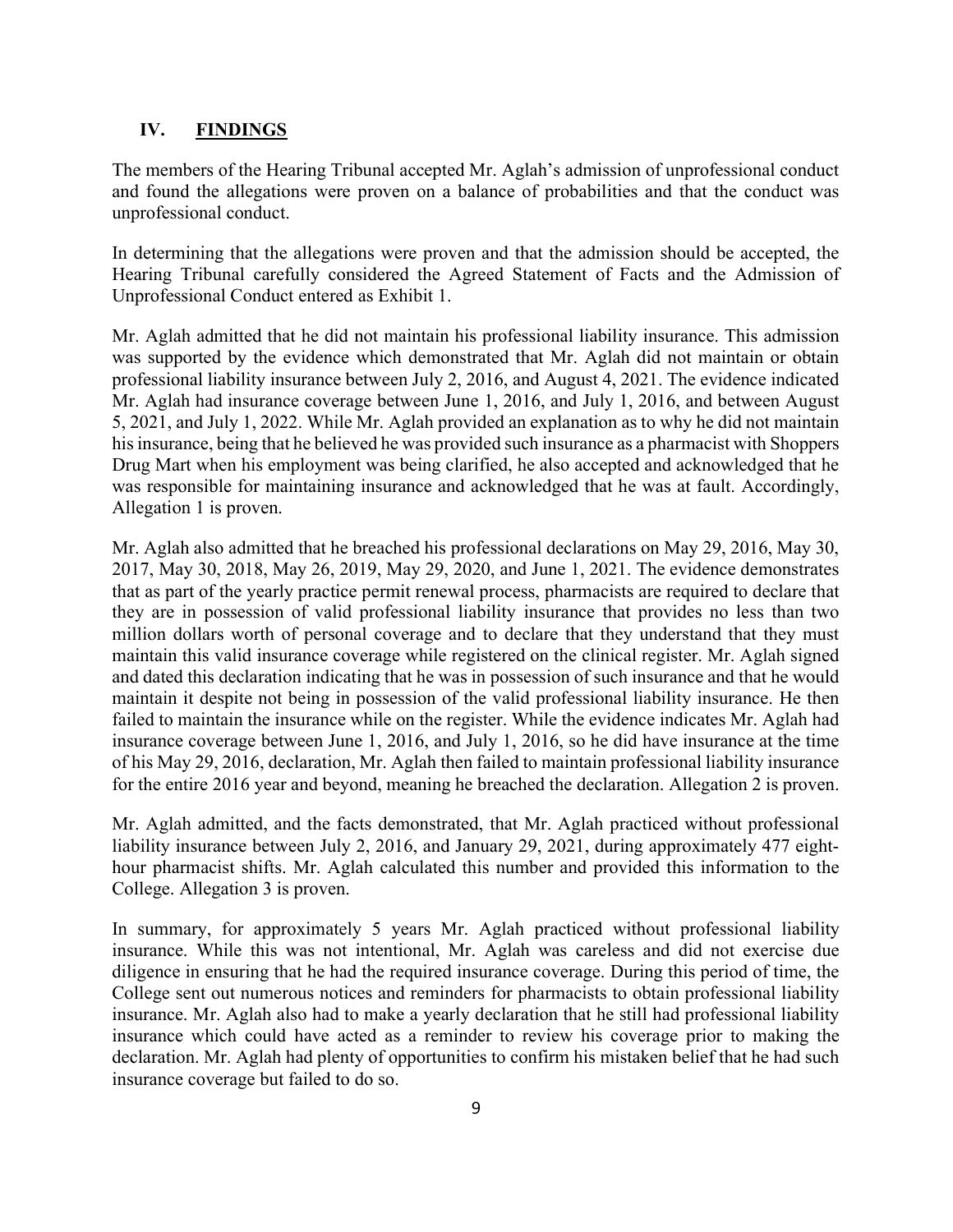## IV. FINDINGS

The members of the Hearing Tribunal accepted Mr. Aglah's admission of unprofessional conduct and found the allegations were proven on a balance of probabilities and that the conduct was unprofessional conduct.

In determining that the allegations were proven and that the admission should be accepted, the Hearing Tribunal carefully considered the Agreed Statement of Facts and the Admission of Unprofessional Conduct entered as Exhibit 1.

Mr. Aglah admitted that he did not maintain his professional liability insurance. This admission was supported by the evidence which demonstrated that Mr. Aglah did not maintain or obtain professional liability insurance between July 2, 2016, and August 4, 2021. The evidence indicated Mr. Aglah had insurance coverage between June 1, 2016, and July 1, 2016, and between August 5, 2021, and July 1, 2022. While Mr. Aglah provided an explanation as to why he did not maintain his insurance, being that he believed he was provided such insurance as a pharmacist with Shoppers Drug Mart when his employment was being clarified, he also accepted and acknowledged that he was responsible for maintaining insurance and acknowledged that he was at fault. Accordingly, Allegation 1 is proven.

Mr. Aglah also admitted that he breached his professional declarations on May 29, 2016, May 30, 2017, May 30, 2018, May 26, 2019, May 29, 2020, and June 1, 2021. The evidence demonstrates that as part of the yearly practice permit renewal process, pharmacists are required to declare that they are in possession of valid professional liability insurance that provides no less than two million dollars worth of personal coverage and to declare that they understand that they must maintain this valid insurance coverage while registered on the clinical register. Mr. Aglah signed and dated this declaration indicating that he was in possession of such insurance and that he would maintain it despite not being in possession of the valid professional liability insurance. He then failed to maintain the insurance while on the register. While the evidence indicates Mr. Aglah had insurance coverage between June 1, 2016, and July 1, 2016, so he did have insurance at the time of his May 29, 2016, declaration, Mr. Aglah then failed to maintain professional liability insurance for the entire 2016 year and beyond, meaning he breached the declaration. Allegation 2 is proven.

Mr. Aglah admitted, and the facts demonstrated, that Mr. Aglah practiced without professional liability insurance between July 2, 2016, and January 29, 2021, during approximately 477 eight-hour pharmacist shifts. Mr. Aglah calculated this number and provided this information to the College. Allegation 3 is proven.

In summary, for approximately 5 years Mr. Aglah practiced without professional liability insurance. While this was not intentional, Mr. Aglah was careless and did not exercise due diligence in ensuring that he had the required insurance coverage. During this period of time, the College sent out numerous notices and reminders for pharmacists to obtain professional liability insurance. Mr. Aglah also had to make a yearly declaration that he still had professional liability insurance which could have acted as a reminder to review his coverage prior to making the declaration. Mr. Aglah had plenty of opportunities to confirm his mistaken belief that he had such insurance coverage but failed to do so.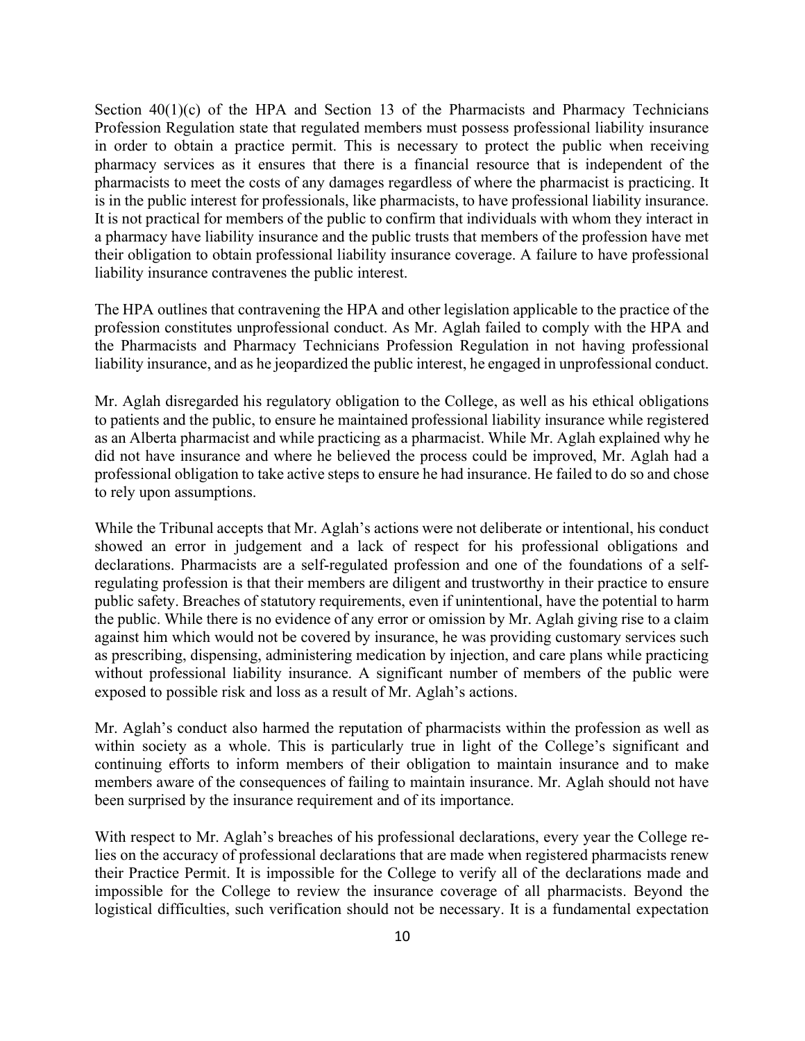Section 40(1)(c) of the HPA and Section 13 of the Pharmacists and Pharmacy Technicians Profession Regulation state that regulated members must possess professional liability insurance in order to obtain a practice permit. This is necessary to protect the public when receiving pharmacy services as it ensures that there is a financial resource that is independent of the pharmacists to meet the costs of any damages regardless of where the pharmacist is practicing. It is in the public interest for professionals, like pharmacists, to have professional liability insurance. It is not practical for members of the public to confirm that individuals with whom they interact in a pharmacy have liability insurance and the public trusts that members of the profession have met their obligation to obtain professional liability insurance coverage. A failure to have professional liability insurance contravenes the public interest.

The HPA outlines that contravening the HPA and other legislation applicable to the practice of the profession constitutes unprofessional conduct. As Mr. Aglah failed to comply with the HPA and the Pharmacists and Pharmacy Technicians Profession Regulation in not having professional liability insurance, and as he jeopardized the public interest, he engaged in unprofessional conduct.

Mr. Aglah disregarded his regulatory obligation to the College, as well as his ethical obligations to patients and the public, to ensure he maintained professional liability insurance while registered as an Alberta pharmacist and while practicing as a pharmacist. While Mr. Aglah explained why he did not have insurance and where he believed the process could be improved, Mr. Aglah had a professional obligation to take active steps to ensure he had insurance. He failed to do so and chose to rely upon assumptions.

While the Tribunal accepts that Mr. Aglah's actions were not deliberate or intentional, his conduct showed an error in judgement and a lack of respect for his professional obligations and declarations. Pharmacists are a self-regulated profession and one of the foundations of a self-regulating profession is that their members are diligent and trustworthy in their practice to ensure public safety. Breaches of statutory requirements, even if unintentional, have the potential to harm the public. While there is no evidence of any error or omission by Mr. Aglah giving rise to a claim against him which would not be covered by insurance, he was providing customary services such as prescribing, dispensing, administering medication by injection, and care plans while practicing without professional liability insurance. A significant number of members of the public were exposed to possible risk and loss as a result of Mr. Aglah's actions.

Mr. Aglah's conduct also harmed the reputation of pharmacists within the profession as well as within society as a whole. This is particularly true in light of the College's significant and continuing efforts to inform members of their obligation to maintain insurance and to make members aware of the consequences of failing to maintain insurance. Mr. Aglah should not have been surprised by the insurance requirement and of its importance.

With respect to Mr. Aglah's breaches of his professional declarations, every year the College relies on the accuracy of professional declarations that are made when registered pharmacists renew their Practice Permit. It is impossible for the College to verify all of the declarations made and impossible for the College to review the insurance coverage of all pharmacists. Beyond the logistical difficulties, such verification should not be necessary. It is a fundamental expectation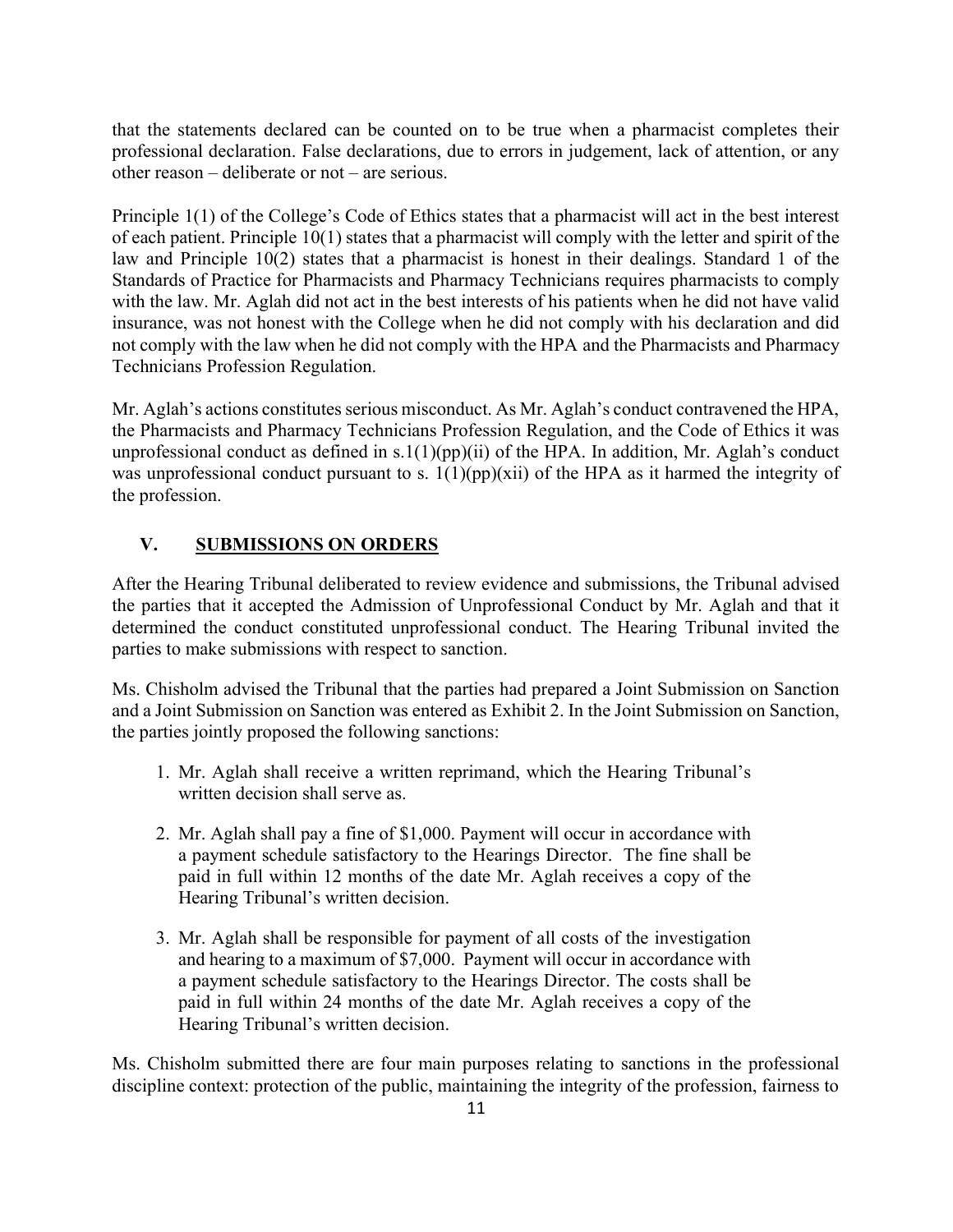that the statements declared can be counted on to be true when a pharmacist completes their professional declaration. False declarations, due to errors in judgement, lack of attention, or any other reason – deliberate or not – are serious.

Principle 1(1) of the College's Code of Ethics states that a pharmacist will act in the best interest of each patient. Principle 10(1) states that a pharmacist will comply with the letter and spirit of the law and Principle 10(2) states that a pharmacist is honest in their dealings. Standard 1 of the Standards of Practice for Pharmacists and Pharmacy Technicians requires pharmacists to comply with the law. Mr. Aglah did not act in the best interests of his patients when he did not have valid insurance, was not honest with the College when he did not comply with his declaration and did not comply with the law when he did not comply with the HPA and the Pharmacists and Pharmacy Technicians Profession Regulation.

Mr. Aglah's actions constitutes serious misconduct. As Mr. Aglah's conduct contravened the HPA, the Pharmacists and Pharmacy Technicians Profession Regulation, and the Code of Ethics it was unprofessional conduct as defined in s.1(1)(pp)(ii) of the HPA. In addition, Mr. Aglah's conduct was unprofessional conduct pursuant to s. 1(1)(pp)(xii) of the HPA as it harmed the integrity of the profession.

## V. SUBMISSIONS ON ORDERS

After the Hearing Tribunal deliberated to review evidence and submissions, the Tribunal advised the parties that it accepted the Admission of Unprofessional Conduct by Mr. Aglah and that it determined the conduct constituted unprofessional conduct. The Hearing Tribunal invited the parties to make submissions with respect to sanction.

Ms. Chisholm advised the Tribunal that the parties had prepared a Joint Submission on Sanction and a Joint Submission on Sanction was entered as Exhibit 2. In the Joint Submission on Sanction, the parties jointly proposed the following sanctions:

1. Mr. Aglah shall receive a written reprimand, which the Hearing Tribunal's written decision shall serve as.
2. Mr. Aglah shall pay a fine of $1,000. Payment will occur in accordance with a payment schedule satisfactory to the Hearings Director. The fine shall be paid in full within 12 months of the date Mr. Aglah receives a copy of the Hearing Tribunal's written decision.
3. Mr. Aglah shall be responsible for payment of all costs of the investigation and hearing to a maximum of $7,000. Payment will occur in accordance with a payment schedule satisfactory to the Hearings Director. The costs shall be paid in full within 24 months of the date Mr. Aglah receives a copy of the Hearing Tribunal's written decision.

Ms. Chisholm submitted there are four main purposes relating to sanctions in the professional discipline context: protection of the public, maintaining the integrity of the profession, fairness to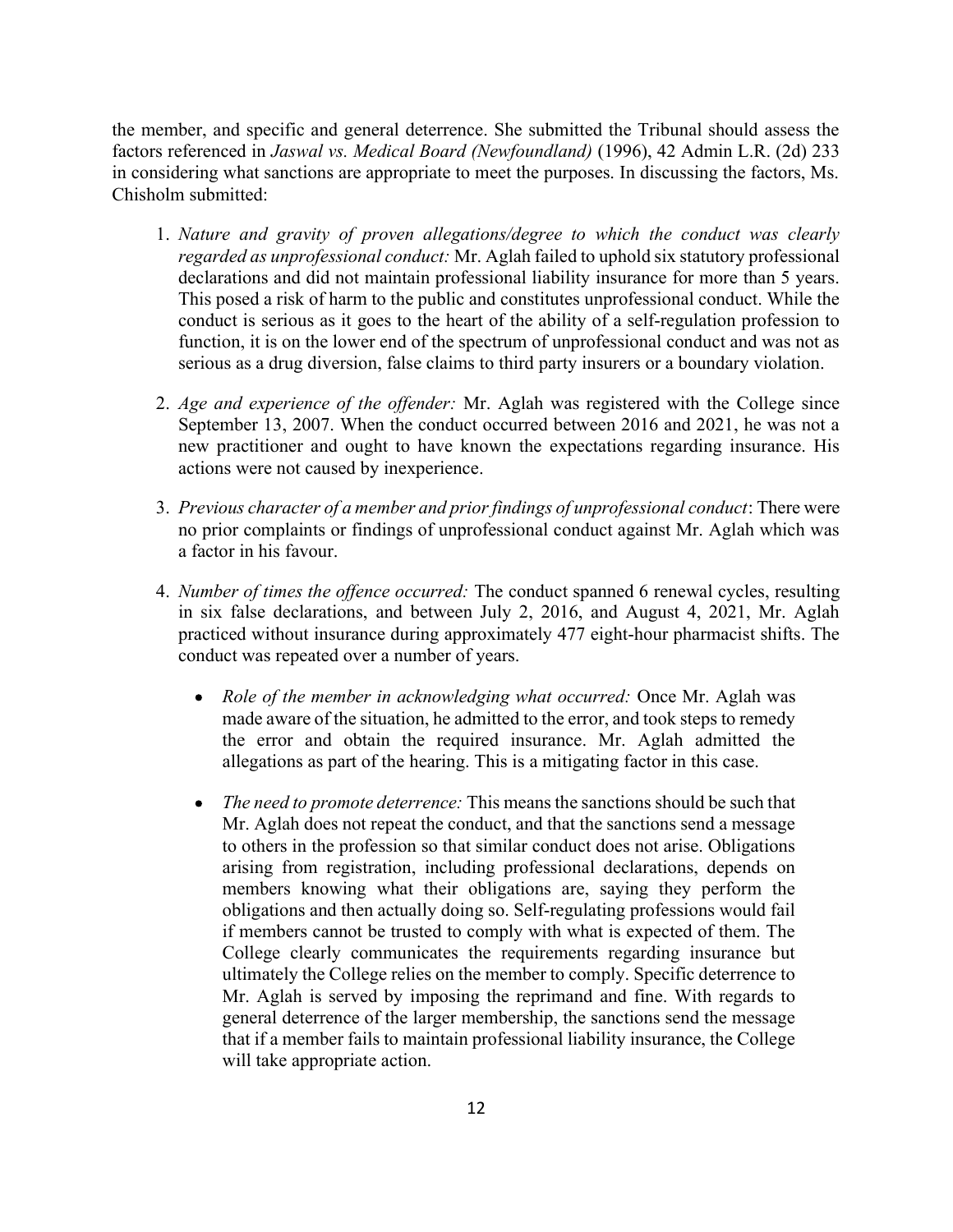the member, and specific and general deterrence. She submitted the Tribunal should assess the factors referenced in *Jaswal vs. Medical Board (Newfoundland)* (1996), 42 Admin L.R. (2d) 233 in considering what sanctions are appropriate to meet the purposes. In discussing the factors, Ms. Chisholm submitted:

1. *Nature and gravity of proven allegations/degree to which the conduct was clearly regarded as unprofessional conduct:* Mr. Aglah failed to uphold six statutory professional declarations and did not maintain professional liability insurance for more than 5 years. This posed a risk of harm to the public and constitutes unprofessional conduct. While the conduct is serious as it goes to the heart of the ability of a self-regulation profession to function, it is on the lower end of the spectrum of unprofessional conduct and was not as serious as a drug diversion, false claims to third party insurers or a boundary violation.

2. *Age and experience of the offender:* Mr. Aglah was registered with the College since September 13, 2007. When the conduct occurred between 2016 and 2021, he was not a new practitioner and ought to have known the expectations regarding insurance. His actions were not caused by inexperience.

3. *Previous character of a member and prior findings of unprofessional conduct*: There were no prior complaints or findings of unprofessional conduct against Mr. Aglah which was a factor in his favour.

4. *Number of times the offence occurred:* The conduct spanned 6 renewal cycles, resulting in six false declarations, and between July 2, 2016, and August 4, 2021, Mr. Aglah practiced without insurance during approximately 477 eight-hour pharmacist shifts. The conduct was repeated over a number of years.

   - *Role of the member in acknowledging what occurred:* Once Mr. Aglah was made aware of the situation, he admitted to the error, and took steps to remedy the error and obtain the required insurance. Mr. Aglah admitted the allegations as part of the hearing. This is a mitigating factor in this case.

   - *The need to promote deterrence:* This means the sanctions should be such that Mr. Aglah does not repeat the conduct, and that the sanctions send a message to others in the profession so that similar conduct does not arise. Obligations arising from registration, including professional declarations, depends on members knowing what their obligations are, saying they perform the obligations and then actually doing so. Self-regulating professions would fail if members cannot be trusted to comply with what is expected of them. The College clearly communicates the requirements regarding insurance but ultimately the College relies on the member to comply. Specific deterrence to Mr. Aglah is served by imposing the reprimand and fine. With regards to general deterrence of the larger membership, the sanctions send the message that if a member fails to maintain professional liability insurance, the College will take appropriate action.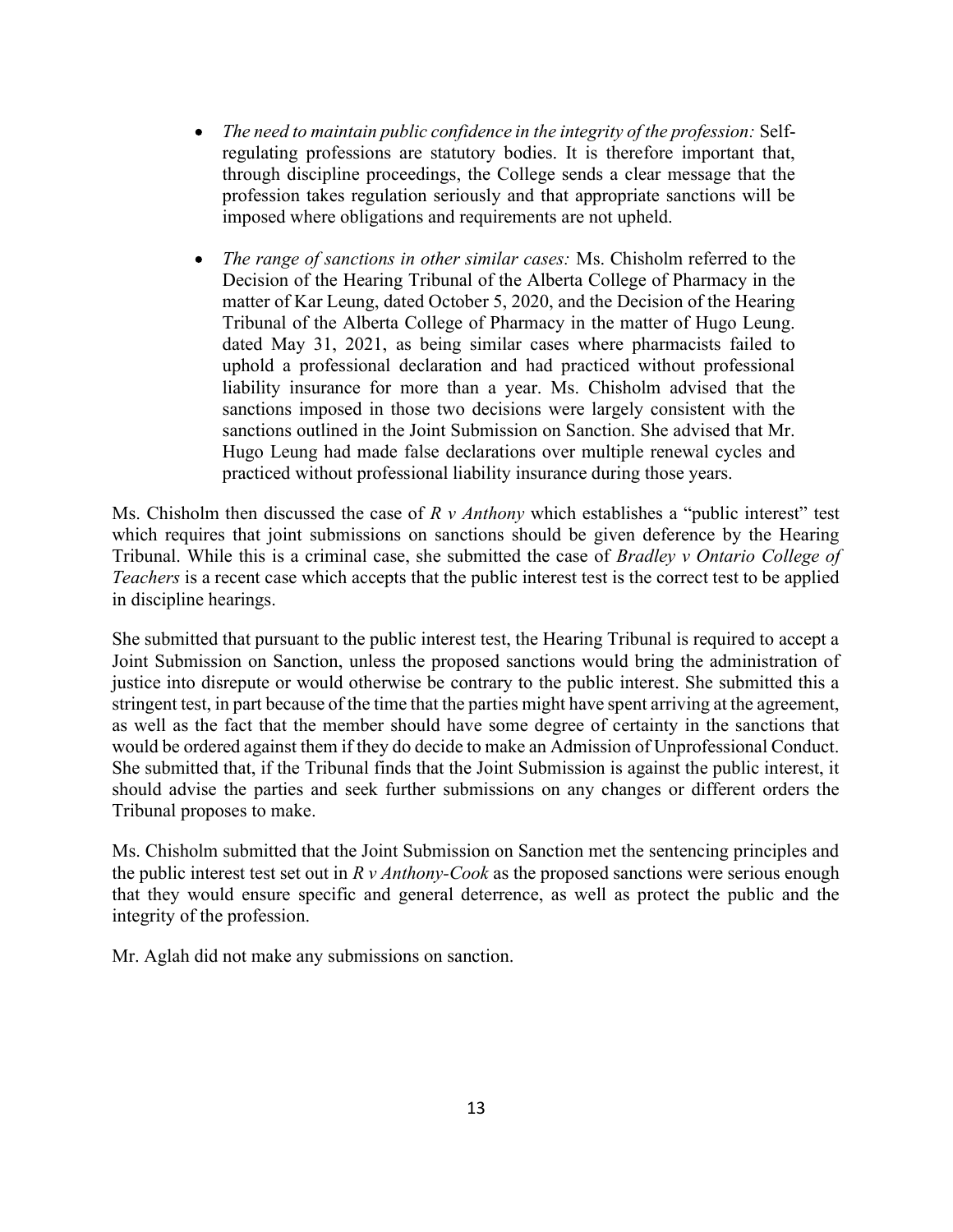- *The need to maintain public confidence in the integrity of the profession:* Self-regulating professions are statutory bodies. It is therefore important that, through discipline proceedings, the College sends a clear message that the profession takes regulation seriously and that appropriate sanctions will be imposed where obligations and requirements are not upheld.

- *The range of sanctions in other similar cases:* Ms. Chisholm referred to the Decision of the Hearing Tribunal of the Alberta College of Pharmacy in the matter of Kar Leung, dated October 5, 2020, and the Decision of the Hearing Tribunal of the Alberta College of Pharmacy in the matter of Hugo Leung. dated May 31, 2021, as being similar cases where pharmacists failed to uphold a professional declaration and had practiced without professional liability insurance for more than a year. Ms. Chisholm advised that the sanctions imposed in those two decisions were largely consistent with the sanctions outlined in the Joint Submission on Sanction. She advised that Mr. Hugo Leung had made false declarations over multiple renewal cycles and practiced without professional liability insurance during those years.

Ms. Chisholm then discussed the case of *R v Anthony* which establishes a "public interest" test which requires that joint submissions on sanctions should be given deference by the Hearing Tribunal. While this is a criminal case, she submitted the case of *Bradley v Ontario College of Teachers* is a recent case which accepts that the public interest test is the correct test to be applied in discipline hearings.

She submitted that pursuant to the public interest test, the Hearing Tribunal is required to accept a Joint Submission on Sanction, unless the proposed sanctions would bring the administration of justice into disrepute or would otherwise be contrary to the public interest. She submitted this a stringent test, in part because of the time that the parties might have spent arriving at the agreement, as well as the fact that the member should have some degree of certainty in the sanctions that would be ordered against them if they do decide to make an Admission of Unprofessional Conduct. She submitted that, if the Tribunal finds that the Joint Submission is against the public interest, it should advise the parties and seek further submissions on any changes or different orders the Tribunal proposes to make.

Ms. Chisholm submitted that the Joint Submission on Sanction met the sentencing principles and the public interest test set out in *R v Anthony-Cook* as the proposed sanctions were serious enough that they would ensure specific and general deterrence, as well as protect the public and the integrity of the profession.

Mr. Aglah did not make any submissions on sanction.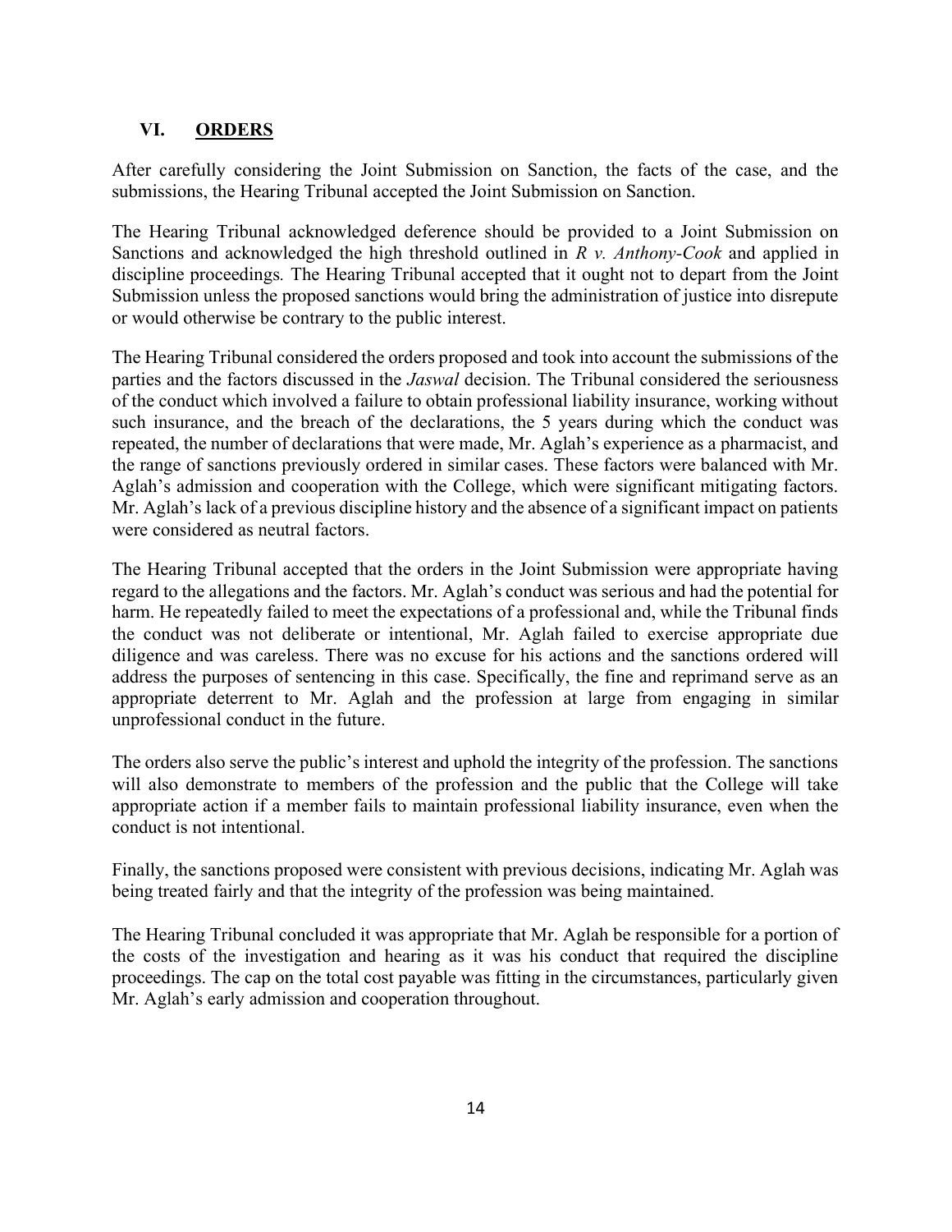## VI. ORDERS

After carefully considering the Joint Submission on Sanction, the facts of the case, and the submissions, the Hearing Tribunal accepted the Joint Submission on Sanction.

The Hearing Tribunal acknowledged deference should be provided to a Joint Submission on Sanctions and acknowledged the high threshold outlined in *R v. Anthony-Cook* and applied in discipline proceedings*.* The Hearing Tribunal accepted that it ought not to depart from the Joint Submission unless the proposed sanctions would bring the administration of justice into disrepute or would otherwise be contrary to the public interest.

The Hearing Tribunal considered the orders proposed and took into account the submissions of the parties and the factors discussed in the *Jaswal* decision. The Tribunal considered the seriousness of the conduct which involved a failure to obtain professional liability insurance, working without such insurance, and the breach of the declarations, the 5 years during which the conduct was repeated, the number of declarations that were made, Mr. Aglah's experience as a pharmacist, and the range of sanctions previously ordered in similar cases. These factors were balanced with Mr. Aglah's admission and cooperation with the College, which were significant mitigating factors. Mr. Aglah's lack of a previous discipline history and the absence of a significant impact on patients were considered as neutral factors.

The Hearing Tribunal accepted that the orders in the Joint Submission were appropriate having regard to the allegations and the factors. Mr. Aglah's conduct was serious and had the potential for harm. He repeatedly failed to meet the expectations of a professional and, while the Tribunal finds the conduct was not deliberate or intentional, Mr. Aglah failed to exercise appropriate due diligence and was careless. There was no excuse for his actions and the sanctions ordered will address the purposes of sentencing in this case. Specifically, the fine and reprimand serve as an appropriate deterrent to Mr. Aglah and the profession at large from engaging in similar unprofessional conduct in the future.

The orders also serve the public's interest and uphold the integrity of the profession. The sanctions will also demonstrate to members of the profession and the public that the College will take appropriate action if a member fails to maintain professional liability insurance, even when the conduct is not intentional.

Finally, the sanctions proposed were consistent with previous decisions, indicating Mr. Aglah was being treated fairly and that the integrity of the profession was being maintained.

The Hearing Tribunal concluded it was appropriate that Mr. Aglah be responsible for a portion of the costs of the investigation and hearing as it was his conduct that required the discipline proceedings. The cap on the total cost payable was fitting in the circumstances, particularly given Mr. Aglah's early admission and cooperation throughout.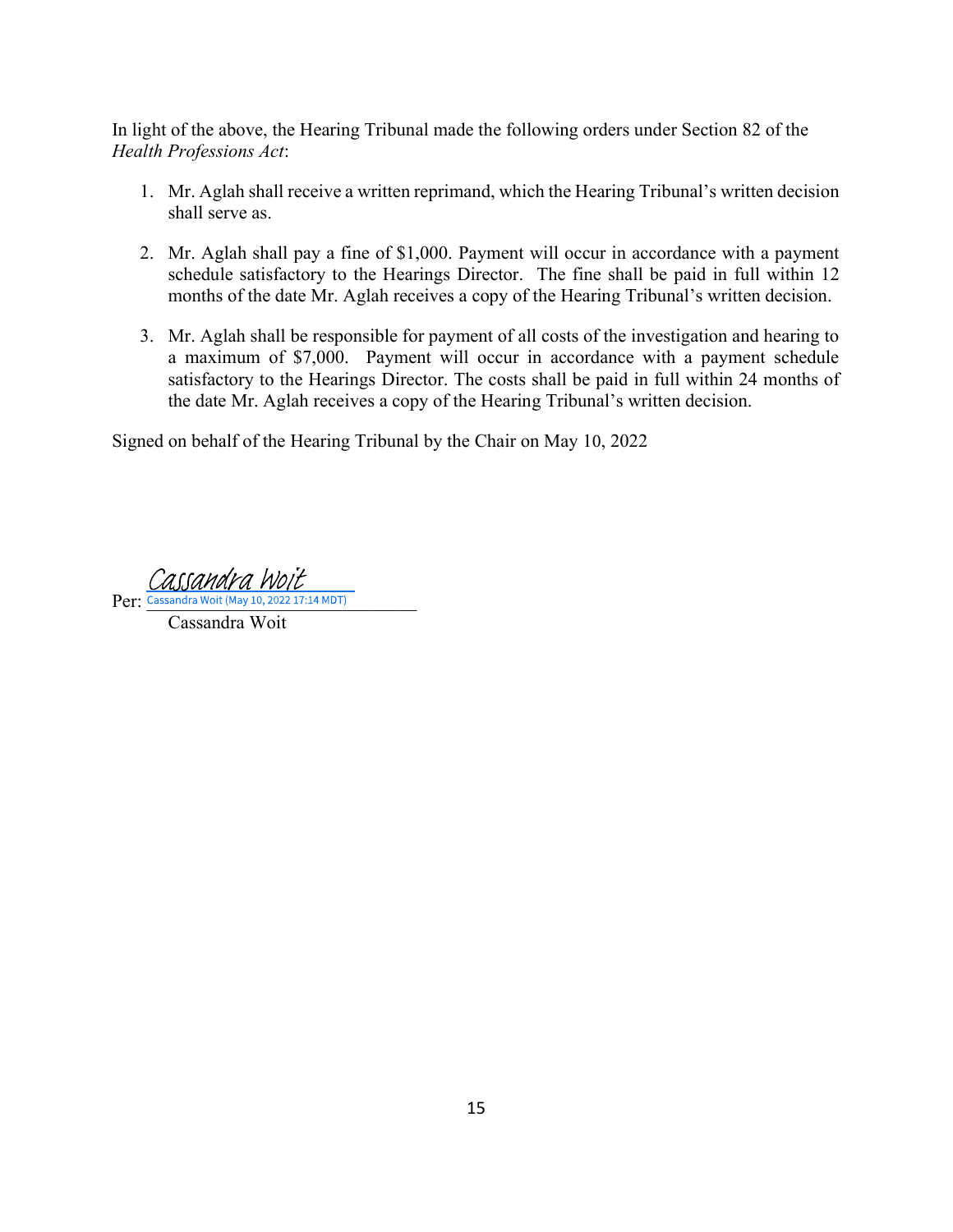In light of the above, the Hearing Tribunal made the following orders under Section 82 of the *Health Professions Act*:

1. Mr. Aglah shall receive a written reprimand, which the Hearing Tribunal's written decision shall serve as.

2. Mr. Aglah shall pay a fine of $1,000. Payment will occur in accordance with a payment schedule satisfactory to the Hearings Director. The fine shall be paid in full within 12 months of the date Mr. Aglah receives a copy of the Hearing Tribunal's written decision.

3. Mr. Aglah shall be responsible for payment of all costs of the investigation and hearing to a maximum of $7,000. Payment will occur in accordance with a payment schedule satisfactory to the Hearings Director. The costs shall be paid in full within 24 months of the date Mr. Aglah receives a copy of the Hearing Tribunal's written decision.

Signed on behalf of the Hearing Tribunal by the Chair on May 10, 2022

Per: Cassandra Woit
Cassandra Woit (May 10, 2022 17:14 MDT)

Cassandra Woit